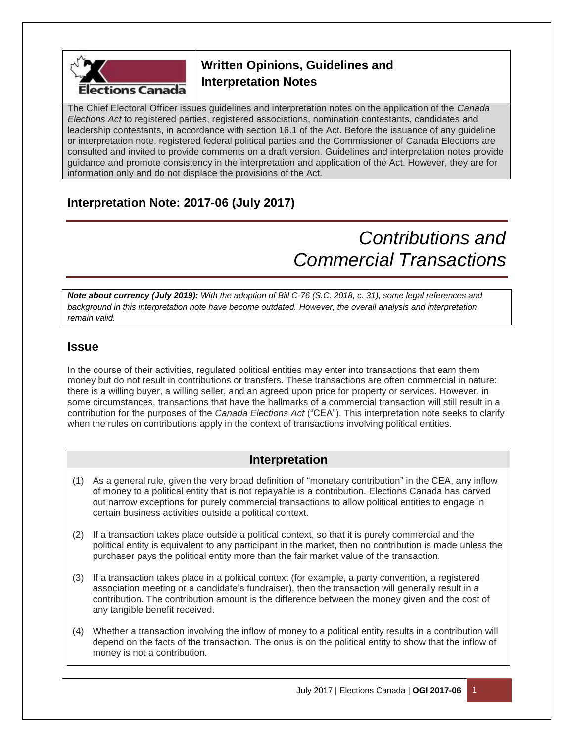## Written Opinions, Guidelines and Interpretation Notes

The Chief Electoral Officer issues guidelines and interpretation notes on the application of the *Canada Elections Act* to registered parties, registered associations, nomination contestants, candidates and leadership contestants, in accordance with section 16.1 of the Act. Before the issuance of any guideline or interpretation note, registered federal political parties and the Commissioner of Canada Elections are consulted and invited to provide comments on a draft version. Guidelines and interpretation notes provide guidance and promote consistency in the interpretation and application of the Act. However, they are for information only and do not displace the provisions of the Act.

## Interpretation Note: 2017-06 (July 2017)

# *Contributions and Commercial Transactions*

***Note about currency (July 2019):*** *With the adoption of Bill C-76 (S.C. 2018, c. 31), some legal references and background in this interpretation note have become outdated. However, the overall analysis and interpretation remain valid.*

## Issue

In the course of their activities, regulated political entities may enter into transactions that earn them money but do not result in contributions or transfers. These transactions are often commercial in nature: there is a willing buyer, a willing seller, and an agreed upon price for property or services. However, in some circumstances, transactions that have the hallmarks of a commercial transaction will still result in a contribution for the purposes of the *Canada Elections Act* ("CEA"). This interpretation note seeks to clarify when the rules on contributions apply in the context of transactions involving political entities.

## Interpretation

(1) As a general rule, given the very broad definition of "monetary contribution" in the CEA, any inflow of money to a political entity that is not repayable is a contribution. Elections Canada has carved out narrow exceptions for purely commercial transactions to allow political entities to engage in certain business activities outside a political context.

(2) If a transaction takes place outside a political context, so that it is purely commercial and the political entity is equivalent to any participant in the market, then no contribution is made unless the purchaser pays the political entity more than the fair market value of the transaction.

(3) If a transaction takes place in a political context (for example, a party convention, a registered association meeting or a candidate's fundraiser), then the transaction will generally result in a contribution. The contribution amount is the difference between the money given and the cost of any tangible benefit received.

(4) Whether a transaction involving the inflow of money to a political entity results in a contribution will depend on the facts of the transaction. The onus is on the political entity to show that the inflow of money is not a contribution.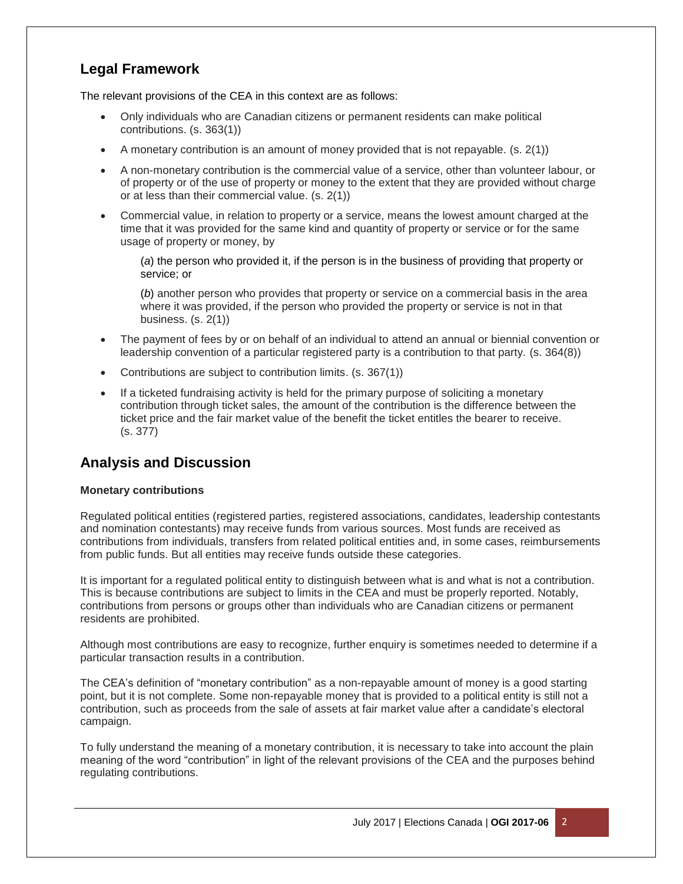## Legal Framework

The relevant provisions of the CEA in this context are as follows:

- Only individuals who are Canadian citizens or permanent residents can make political contributions. (s. 363(1))
- A monetary contribution is an amount of money provided that is not repayable. (s. 2(1))
- A non-monetary contribution is the commercial value of a service, other than volunteer labour, or of property or of the use of property or money to the extent that they are provided without charge or at less than their commercial value. (s. 2(1))
- Commercial value, in relation to property or a service, means the lowest amount charged at the time that it was provided for the same kind and quantity of property or service or for the same usage of property or money, by

  (*a*) the person who provided it, if the person is in the business of providing that property or service; or

  (*b*) another person who provides that property or service on a commercial basis in the area where it was provided, if the person who provided the property or service is not in that business. (s. 2(1))
- The payment of fees by or on behalf of an individual to attend an annual or biennial convention or leadership convention of a particular registered party is a contribution to that party. (s. 364(8))
- Contributions are subject to contribution limits. (s. 367(1))
- If a ticketed fundraising activity is held for the primary purpose of soliciting a monetary contribution through ticket sales, the amount of the contribution is the difference between the ticket price and the fair market value of the benefit the ticket entitles the bearer to receive. (s. 377)

## Analysis and Discussion

**Monetary contributions**

Regulated political entities (registered parties, registered associations, candidates, leadership contestants and nomination contestants) may receive funds from various sources. Most funds are received as contributions from individuals, transfers from related political entities and, in some cases, reimbursements from public funds. But all entities may receive funds outside these categories.

It is important for a regulated political entity to distinguish between what is and what is not a contribution. This is because contributions are subject to limits in the CEA and must be properly reported. Notably, contributions from persons or groups other than individuals who are Canadian citizens or permanent residents are prohibited.

Although most contributions are easy to recognize, further enquiry is sometimes needed to determine if a particular transaction results in a contribution.

The CEA's definition of "monetary contribution" as a non-repayable amount of money is a good starting point, but it is not complete. Some non-repayable money that is provided to a political entity is still not a contribution, such as proceeds from the sale of assets at fair market value after a candidate's electoral campaign.

To fully understand the meaning of a monetary contribution, it is necessary to take into account the plain meaning of the word "contribution" in light of the relevant provisions of the CEA and the purposes behind regulating contributions.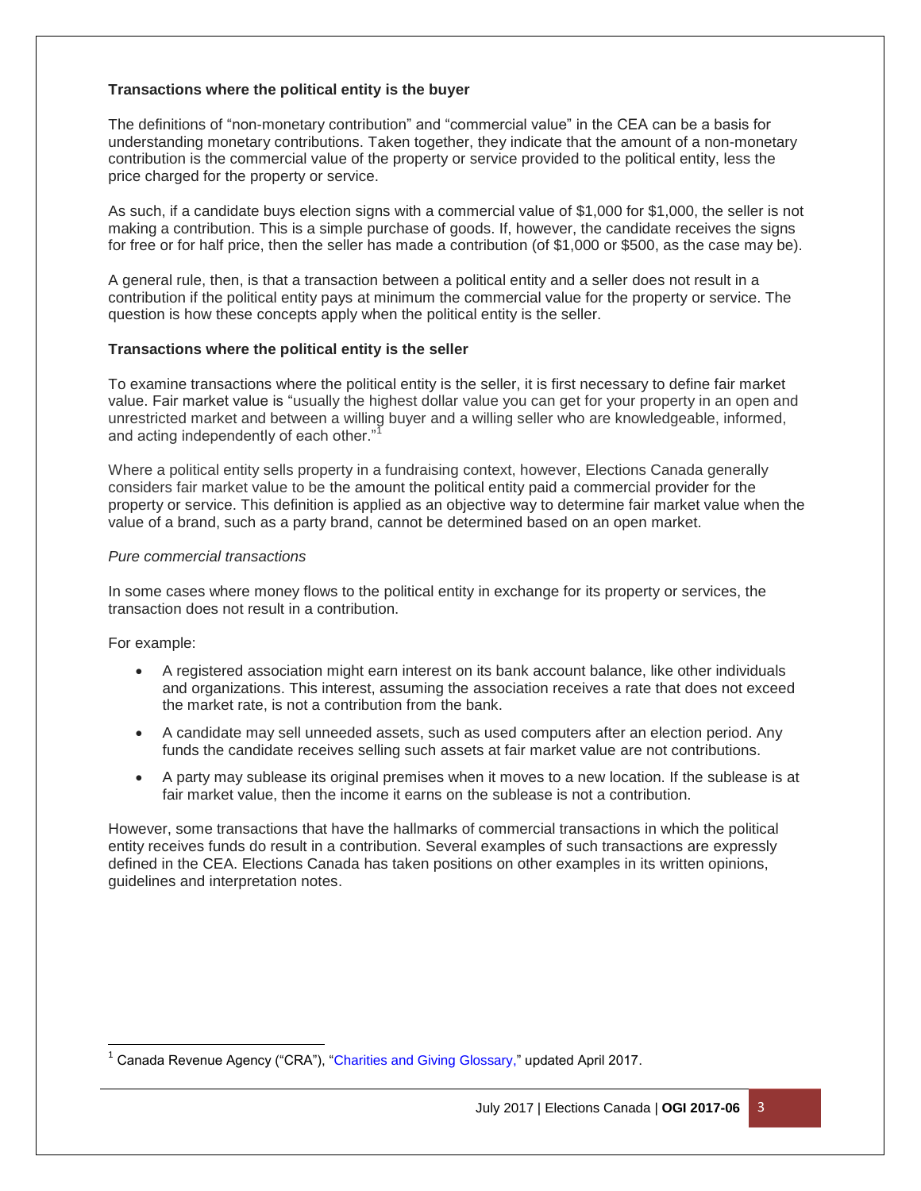**Transactions where the political entity is the buyer**

The definitions of "non-monetary contribution" and "commercial value" in the CEA can be a basis for understanding monetary contributions. Taken together, they indicate that the amount of a non-monetary contribution is the commercial value of the property or service provided to the political entity, less the price charged for the property or service.

As such, if a candidate buys election signs with a commercial value of $1,000 for $1,000, the seller is not making a contribution. This is a simple purchase of goods. If, however, the candidate receives the signs for free or for half price, then the seller has made a contribution (of $1,000 or $500, as the case may be).

A general rule, then, is that a transaction between a political entity and a seller does not result in a contribution if the political entity pays at minimum the commercial value for the property or service. The question is how these concepts apply when the political entity is the seller.

**Transactions where the political entity is the seller**

To examine transactions where the political entity is the seller, it is first necessary to define fair market value. Fair market value is "usually the highest dollar value you can get for your property in an open and unrestricted market and between a willing buyer and a willing seller who are knowledgeable, informed, and acting independently of each other."[1]

Where a political entity sells property in a fundraising context, however, Elections Canada generally considers fair market value to be the amount the political entity paid a commercial provider for the property or service. This definition is applied as an objective way to determine fair market value when the value of a brand, such as a party brand, cannot be determined based on an open market.

*Pure commercial transactions*

In some cases where money flows to the political entity in exchange for its property or services, the transaction does not result in a contribution.

For example:

- A registered association might earn interest on its bank account balance, like other individuals and organizations. This interest, assuming the association receives a rate that does not exceed the market rate, is not a contribution from the bank.
- A candidate may sell unneeded assets, such as used computers after an election period. Any funds the candidate receives selling such assets at fair market value are not contributions.
- A party may sublease its original premises when it moves to a new location. If the sublease is at fair market value, then the income it earns on the sublease is not a contribution.

However, some transactions that have the hallmarks of commercial transactions in which the political entity receives funds do result in a contribution. Several examples of such transactions are expressly defined in the CEA. Elections Canada has taken positions on other examples in its written opinions, guidelines and interpretation notes.

[1] Canada Revenue Agency ("CRA"), "Charities and Giving Glossary," updated April 2017.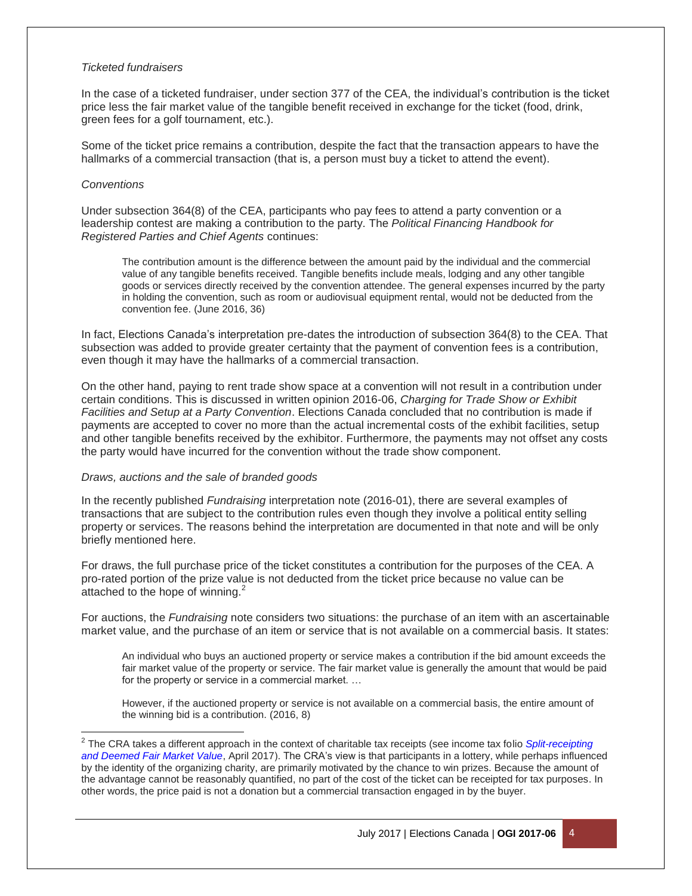*Ticketed fundraisers*

In the case of a ticketed fundraiser, under section 377 of the CEA, the individual's contribution is the ticket price less the fair market value of the tangible benefit received in exchange for the ticket (food, drink, green fees for a golf tournament, etc.).

Some of the ticket price remains a contribution, despite the fact that the transaction appears to have the hallmarks of a commercial transaction (that is, a person must buy a ticket to attend the event).

*Conventions*

Under subsection 364(8) of the CEA, participants who pay fees to attend a party convention or a leadership contest are making a contribution to the party. The *Political Financing Handbook for Registered Parties and Chief Agents* continues:

> The contribution amount is the difference between the amount paid by the individual and the commercial value of any tangible benefits received. Tangible benefits include meals, lodging and any other tangible goods or services directly received by the convention attendee. The general expenses incurred by the party in holding the convention, such as room or audiovisual equipment rental, would not be deducted from the convention fee. (June 2016, 36)

In fact, Elections Canada's interpretation pre-dates the introduction of subsection 364(8) to the CEA. That subsection was added to provide greater certainty that the payment of convention fees is a contribution, even though it may have the hallmarks of a commercial transaction.

On the other hand, paying to rent trade show space at a convention will not result in a contribution under certain conditions. This is discussed in written opinion 2016-06, *Charging for Trade Show or Exhibit Facilities and Setup at a Party Convention*. Elections Canada concluded that no contribution is made if payments are accepted to cover no more than the actual incremental costs of the exhibit facilities, setup and other tangible benefits received by the exhibitor. Furthermore, the payments may not offset any costs the party would have incurred for the convention without the trade show component.

*Draws, auctions and the sale of branded goods*

In the recently published *Fundraising* interpretation note (2016-01), there are several examples of transactions that are subject to the contribution rules even though they involve a political entity selling property or services. The reasons behind the interpretation are documented in that note and will be only briefly mentioned here.

For draws, the full purchase price of the ticket constitutes a contribution for the purposes of the CEA. A pro-rated portion of the prize value is not deducted from the ticket price because no value can be attached to the hope of winning.[2]

For auctions, the *Fundraising* note considers two situations: the purchase of an item with an ascertainable market value, and the purchase of an item or service that is not available on a commercial basis. It states:

> An individual who buys an auctioned property or service makes a contribution if the bid amount exceeds the fair market value of the property or service. The fair market value is generally the amount that would be paid for the property or service in a commercial market. …
>
> However, if the auctioned property or service is not available on a commercial basis, the entire amount of the winning bid is a contribution. (2016, 8)

---

[2] The CRA takes a different approach in the context of charitable tax receipts (see income tax folio *Split-receipting and Deemed Fair Market Value*, April 2017). The CRA's view is that participants in a lottery, while perhaps influenced by the identity of the organizing charity, are primarily motivated by the chance to win prizes. Because the amount of the advantage cannot be reasonably quantified, no part of the cost of the ticket can be receipted for tax purposes. In other words, the price paid is not a donation but a commercial transaction engaged in by the buyer.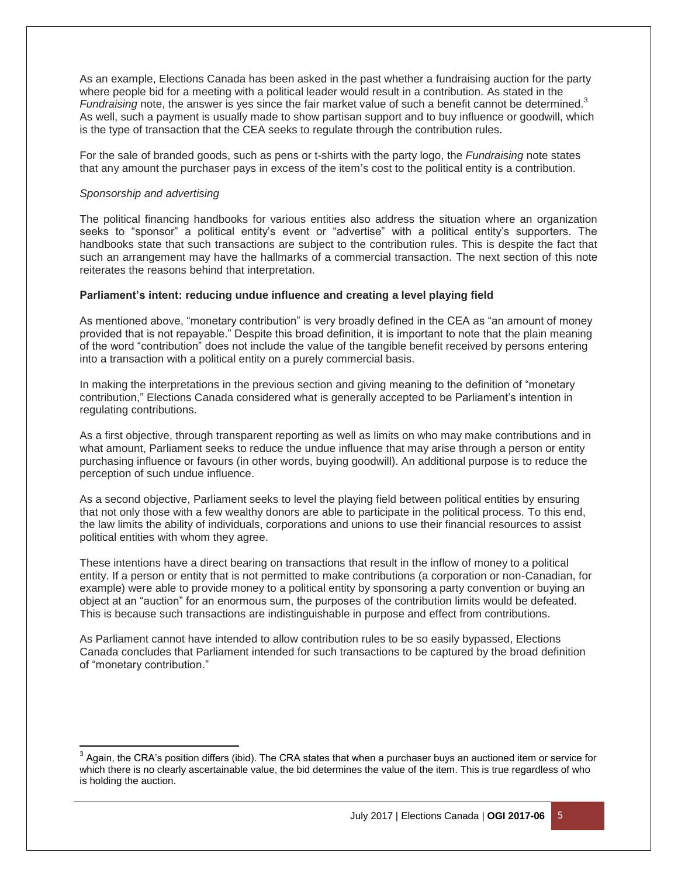As an example, Elections Canada has been asked in the past whether a fundraising auction for the party where people bid for a meeting with a political leader would result in a contribution. As stated in the *Fundraising* note, the answer is yes since the fair market value of such a benefit cannot be determined.[3] As well, such a payment is usually made to show partisan support and to buy influence or goodwill, which is the type of transaction that the CEA seeks to regulate through the contribution rules.

For the sale of branded goods, such as pens or t-shirts with the party logo, the *Fundraising* note states that any amount the purchaser pays in excess of the item's cost to the political entity is a contribution.

*Sponsorship and advertising*

The political financing handbooks for various entities also address the situation where an organization seeks to "sponsor" a political entity's event or "advertise" with a political entity's supporters. The handbooks state that such transactions are subject to the contribution rules. This is despite the fact that such an arrangement may have the hallmarks of a commercial transaction. The next section of this note reiterates the reasons behind that interpretation.

**Parliament's intent: reducing undue influence and creating a level playing field**

As mentioned above, "monetary contribution" is very broadly defined in the CEA as "an amount of money provided that is not repayable." Despite this broad definition, it is important to note that the plain meaning of the word "contribution" does not include the value of the tangible benefit received by persons entering into a transaction with a political entity on a purely commercial basis.

In making the interpretations in the previous section and giving meaning to the definition of "monetary contribution," Elections Canada considered what is generally accepted to be Parliament's intention in regulating contributions.

As a first objective, through transparent reporting as well as limits on who may make contributions and in what amount, Parliament seeks to reduce the undue influence that may arise through a person or entity purchasing influence or favours (in other words, buying goodwill). An additional purpose is to reduce the perception of such undue influence.

As a second objective, Parliament seeks to level the playing field between political entities by ensuring that not only those with a few wealthy donors are able to participate in the political process. To this end, the law limits the ability of individuals, corporations and unions to use their financial resources to assist political entities with whom they agree.

These intentions have a direct bearing on transactions that result in the inflow of money to a political entity. If a person or entity that is not permitted to make contributions (a corporation or non-Canadian, for example) were able to provide money to a political entity by sponsoring a party convention or buying an object at an "auction" for an enormous sum, the purposes of the contribution limits would be defeated. This is because such transactions are indistinguishable in purpose and effect from contributions.

As Parliament cannot have intended to allow contribution rules to be so easily bypassed, Elections Canada concludes that Parliament intended for such transactions to be captured by the broad definition of "monetary contribution."

---

[3] Again, the CRA's position differs (ibid). The CRA states that when a purchaser buys an auctioned item or service for which there is no clearly ascertainable value, the bid determines the value of the item. This is true regardless of who is holding the auction.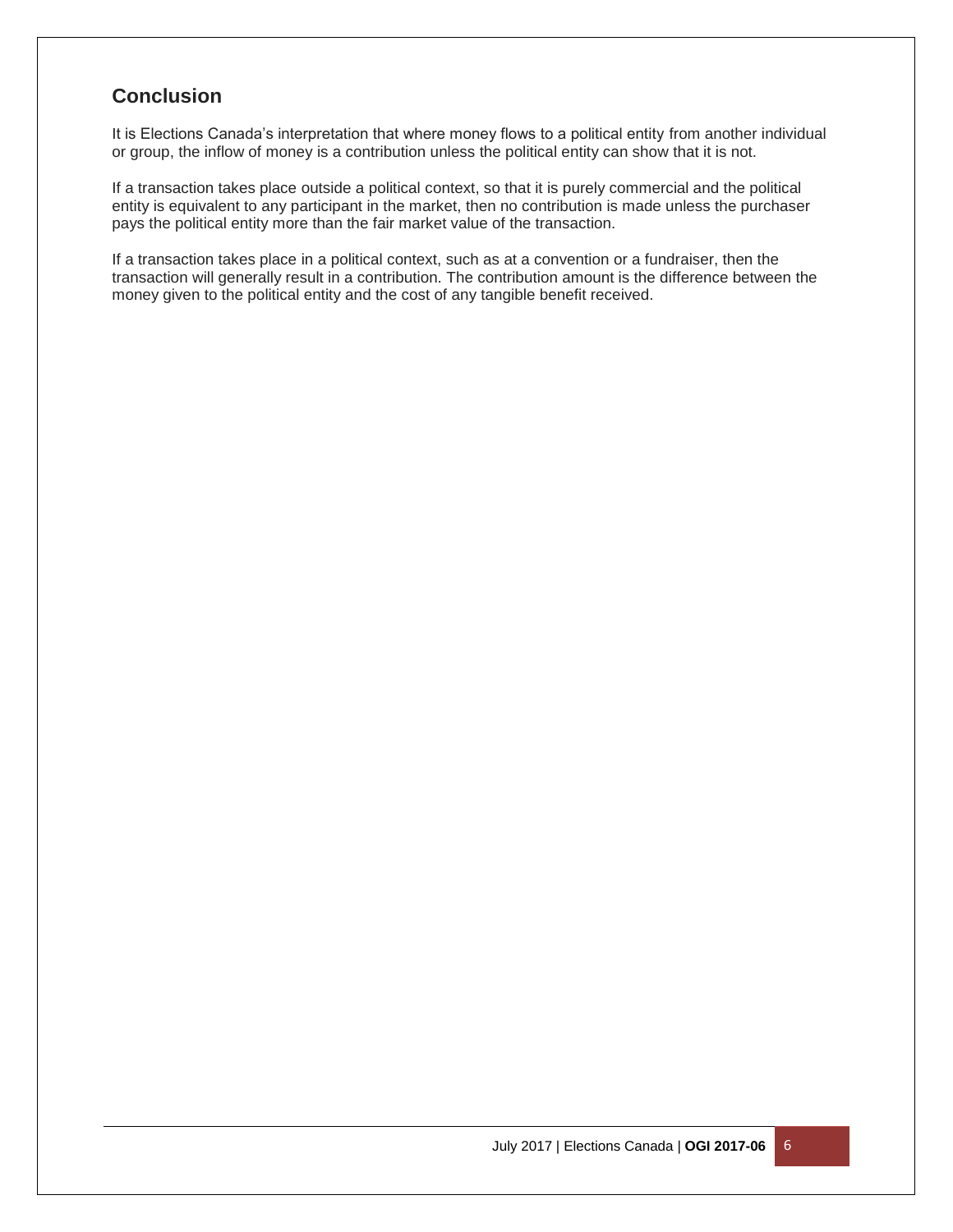## Conclusion

It is Elections Canada's interpretation that where money flows to a political entity from another individual or group, the inflow of money is a contribution unless the political entity can show that it is not.

If a transaction takes place outside a political context, so that it is purely commercial and the political entity is equivalent to any participant in the market, then no contribution is made unless the purchaser pays the political entity more than the fair market value of the transaction.

If a transaction takes place in a political context, such as at a convention or a fundraiser, then the transaction will generally result in a contribution. The contribution amount is the difference between the money given to the political entity and the cost of any tangible benefit received.